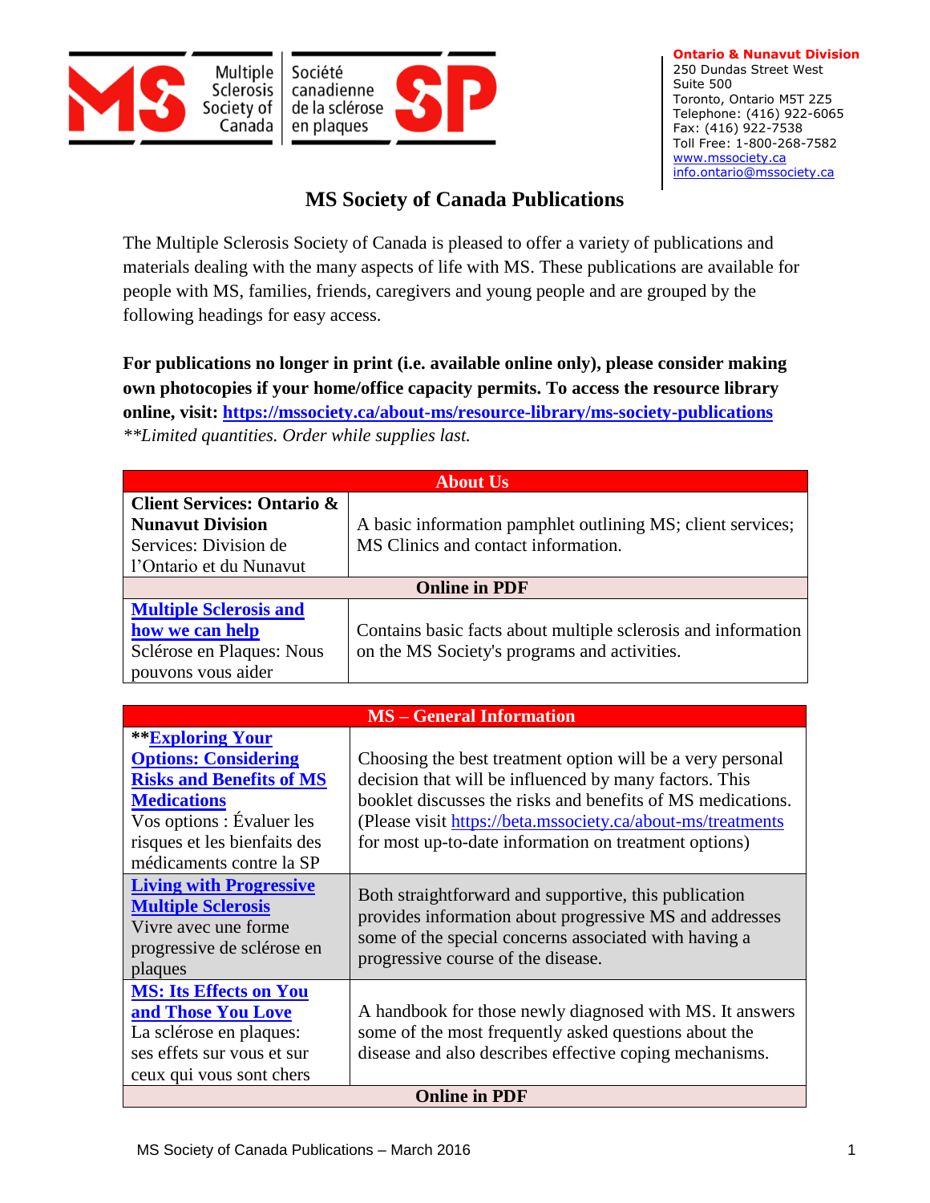Ontario & Nunavut Division
250 Dundas Street West
Suite 500
Toronto, Ontario M5T 2Z5
Telephone: (416) 922-6065
Fax: (416) 922-7538
Toll Free: 1-800-268-7582
www.mssociety.ca
info.ontario@mssociety.ca

# MS Society of Canada Publications

The Multiple Sclerosis Society of Canada is pleased to offer a variety of publications and materials dealing with the many aspects of life with MS. These publications are available for people with MS, families, friends, caregivers and young people and are grouped by the following headings for easy access.

**For publications no longer in print (i.e. available online only), please consider making own photocopies if your home/office capacity permits. To access the resource library online, visit: https://mssociety.ca/about-ms/resource-library/ms-society-publications**
*\*\*Limited quantities. Order while supplies last.*

| About Us | |
|---|---|
| **Client Services: Ontario & Nunavut Division** Services: Division de l'Ontario et du Nunavut | A basic information pamphlet outlining MS; client services; MS Clinics and contact information. |
| **Online in PDF** | |
| **Multiple Sclerosis and how we can help** Sclérose en Plaques: Nous pouvons vous aider | Contains basic facts about multiple sclerosis and information on the MS Society's programs and activities. |

| MS – General Information | |
|---|---|
| **\*\*Exploring Your Options: Considering Risks and Benefits of MS Medications** Vos options : Évaluer les risques et les bienfaits des médicaments contre la SP | Choosing the best treatment option will be a very personal decision that will be influenced by many factors. This booklet discusses the risks and benefits of MS medications. (Please visit https://beta.mssociety.ca/about-ms/treatments for most up-to-date information on treatment options) |
| **Living with Progressive Multiple Sclerosis** Vivre avec une forme progressive de sclérose en plaques | Both straightforward and supportive, this publication provides information about progressive MS and addresses some of the special concerns associated with having a progressive course of the disease. |
| **MS: Its Effects on You and Those You Love** La sclérose en plaques: ses effets sur vous et sur ceux qui vous sont chers | A handbook for those newly diagnosed with MS. It answers some of the most frequently asked questions about the disease and also describes effective coping mechanisms. |
| **Online in PDF** | |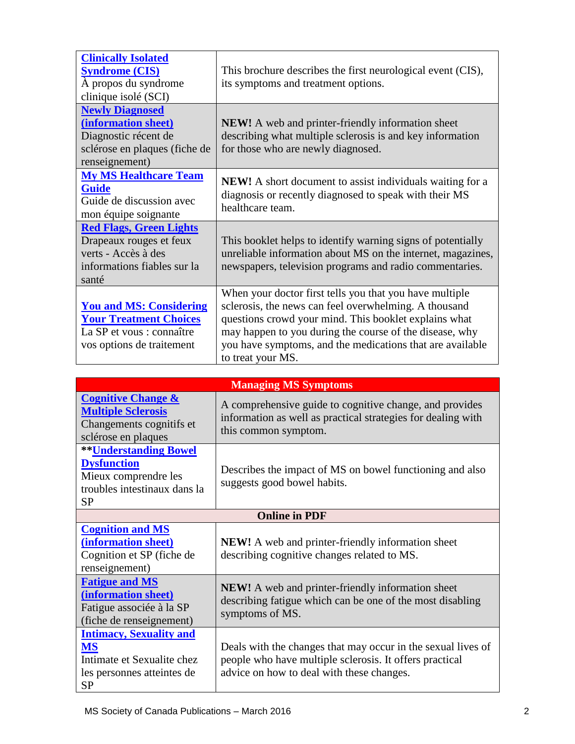| | |
|---|---|
| **Clinically Isolated Syndrome (CIS)** À propos du syndrome clinique isolé (SCI) | This brochure describes the first neurological event (CIS), its symptoms and treatment options. |
| **Newly Diagnosed (information sheet)** Diagnostic récent de sclérose en plaques (fiche de renseignement) | **NEW!** A web and printer-friendly information sheet describing what multiple sclerosis is and key information for those who are newly diagnosed. |
| **My MS Healthcare Team Guide** Guide de discussion avec mon équipe soignante | **NEW!** A short document to assist individuals waiting for a diagnosis or recently diagnosed to speak with their MS healthcare team. |
| **Red Flags, Green Lights** Drapeaux rouges et feux verts - Accès à des informations fiables sur la santé | This booklet helps to identify warning signs of potentially unreliable information about MS on the internet, magazines, newspapers, television programs and radio commentaries. |
| **You and MS: Considering Your Treatment Choices** La SP et vous : connaître vos options de traitement | When your doctor first tells you that you have multiple sclerosis, the news can feel overwhelming. A thousand questions crowd your mind. This booklet explains what may happen to you during the course of the disease, why you have symptoms, and the medications that are available to treat your MS. |

| **Managing MS Symptoms** | |
|---|---|
| **Cognitive Change & Multiple Sclerosis** Changements cognitifs et sclérose en plaques | A comprehensive guide to cognitive change, and provides information as well as practical strategies for dealing with this common symptom. |
| ****Understanding Bowel Dysfunction** Mieux comprendre les troubles intestinaux dans la SP | Describes the impact of MS on bowel functioning and also suggests good bowel habits. |
| **Online in PDF** | |
| **Cognition and MS (information sheet)** Cognition et SP (fiche de renseignement) | **NEW!** A web and printer-friendly information sheet describing cognitive changes related to MS. |
| **Fatigue and MS (information sheet)** Fatigue associée à la SP (fiche de renseignement) | **NEW!** A web and printer-friendly information sheet describing fatigue which can be one of the most disabling symptoms of MS. |
| **Intimacy, Sexuality and MS** Intimate et Sexualite chez les personnes atteintes de SP | Deals with the changes that may occur in the sexual lives of people who have multiple sclerosis. It offers practical advice on how to deal with these changes. |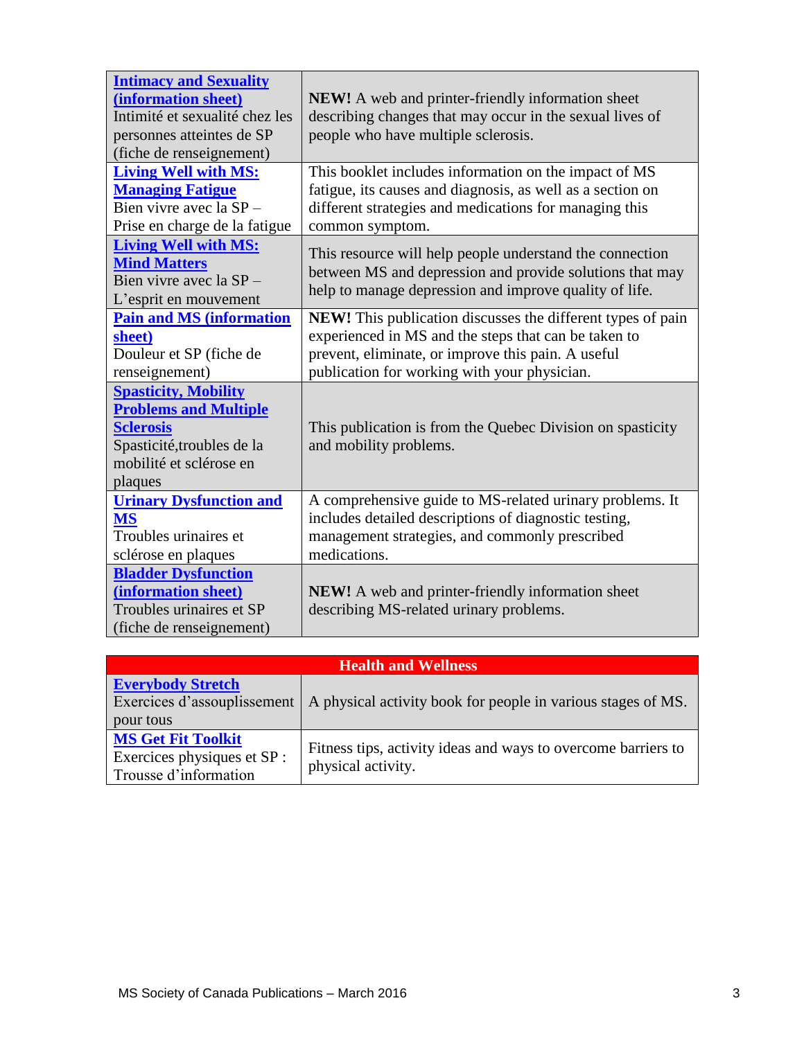| | |
|---|---|
| **Intimacy and Sexuality (information sheet)** Intimité et sexualité chez les personnes atteintes de SP (fiche de renseignement) | **NEW!** A web and printer-friendly information sheet describing changes that may occur in the sexual lives of people who have multiple sclerosis. |
| **Living Well with MS: Managing Fatigue** Bien vivre avec la SP – Prise en charge de la fatigue | This booklet includes information on the impact of MS fatigue, its causes and diagnosis, as well as a section on different strategies and medications for managing this common symptom. |
| **Living Well with MS: Mind Matters** Bien vivre avec la SP – L'esprit en mouvement | This resource will help people understand the connection between MS and depression and provide solutions that may help to manage depression and improve quality of life. |
| **Pain and MS (information sheet)** Douleur et SP (fiche de renseignement) | **NEW!** This publication discusses the different types of pain experienced in MS and the steps that can be taken to prevent, eliminate, or improve this pain. A useful publication for working with your physician. |
| **Spasticity, Mobility Problems and Multiple Sclerosis** Spasticité,troubles de la mobilité et sclérose en plaques | This publication is from the Quebec Division on spasticity and mobility problems. |
| **Urinary Dysfunction and MS** Troubles urinaires et sclérose en plaques | A comprehensive guide to MS-related urinary problems. It includes detailed descriptions of diagnostic testing, management strategies, and commonly prescribed medications. |
| **Bladder Dysfunction (information sheet)** Troubles urinaires et SP (fiche de renseignement) | **NEW!** A web and printer-friendly information sheet describing MS-related urinary problems. |

| **Health and Wellness** | |
|---|---|
| **Everybody Stretch** Exercices d'assouplissement pour tous | A physical activity book for people in various stages of MS. |
| **MS Get Fit Toolkit** Exercices physiques et SP : Trousse d'information | Fitness tips, activity ideas and ways to overcome barriers to physical activity. |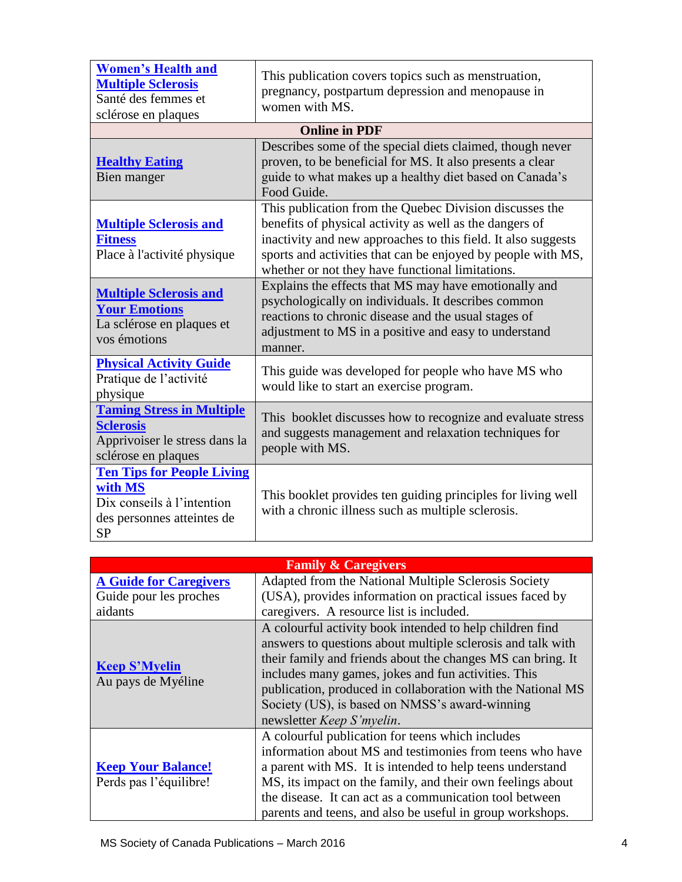| | |
|---|---|
| **Women's Health and Multiple Sclerosis** Santé des femmes et sclérose en plaques | This publication covers topics such as menstruation, pregnancy, postpartum depression and menopause in women with MS. |
| **Online in PDF** | |
| **Healthy Eating** Bien manger | Describes some of the special diets claimed, though never proven, to be beneficial for MS. It also presents a clear guide to what makes up a healthy diet based on Canada's Food Guide. |
| **Multiple Sclerosis and Fitness** Place à l'activité physique | This publication from the Quebec Division discusses the benefits of physical activity as well as the dangers of inactivity and new approaches to this field. It also suggests sports and activities that can be enjoyed by people with MS, whether or not they have functional limitations. |
| **Multiple Sclerosis and Your Emotions** La sclérose en plaques et vos émotions | Explains the effects that MS may have emotionally and psychologically on individuals. It describes common reactions to chronic disease and the usual stages of adjustment to MS in a positive and easy to understand manner. |
| **Physical Activity Guide** Pratique de l'activité physique | This guide was developed for people who have MS who would like to start an exercise program. |
| **Taming Stress in Multiple Sclerosis** Apprivoiser le stress dans la sclérose en plaques | This booklet discusses how to recognize and evaluate stress and suggests management and relaxation techniques for people with MS. |
| **Ten Tips for People Living with MS** Dix conseils à l'intention des personnes atteintes de SP | This booklet provides ten guiding principles for living well with a chronic illness such as multiple sclerosis. |

| **Family & Caregivers** | |
|---|---|
| **A Guide for Caregivers** Guide pour les proches aidants | Adapted from the National Multiple Sclerosis Society (USA), provides information on practical issues faced by caregivers. A resource list is included. |
| **Keep S'Myelin** Au pays de Myéline | A colourful activity book intended to help children find answers to questions about multiple sclerosis and talk with their family and friends about the changes MS can bring. It includes many games, jokes and fun activities. This publication, produced in collaboration with the National MS Society (US), is based on NMSS's award-winning newsletter *Keep S'myelin*. |
| **Keep Your Balance!** Perds pas l'équilibre! | A colourful publication for teens which includes information about MS and testimonies from teens who have a parent with MS. It is intended to help teens understand MS, its impact on the family, and their own feelings about the disease. It can act as a communication tool between parents and teens, and also be useful in group workshops. |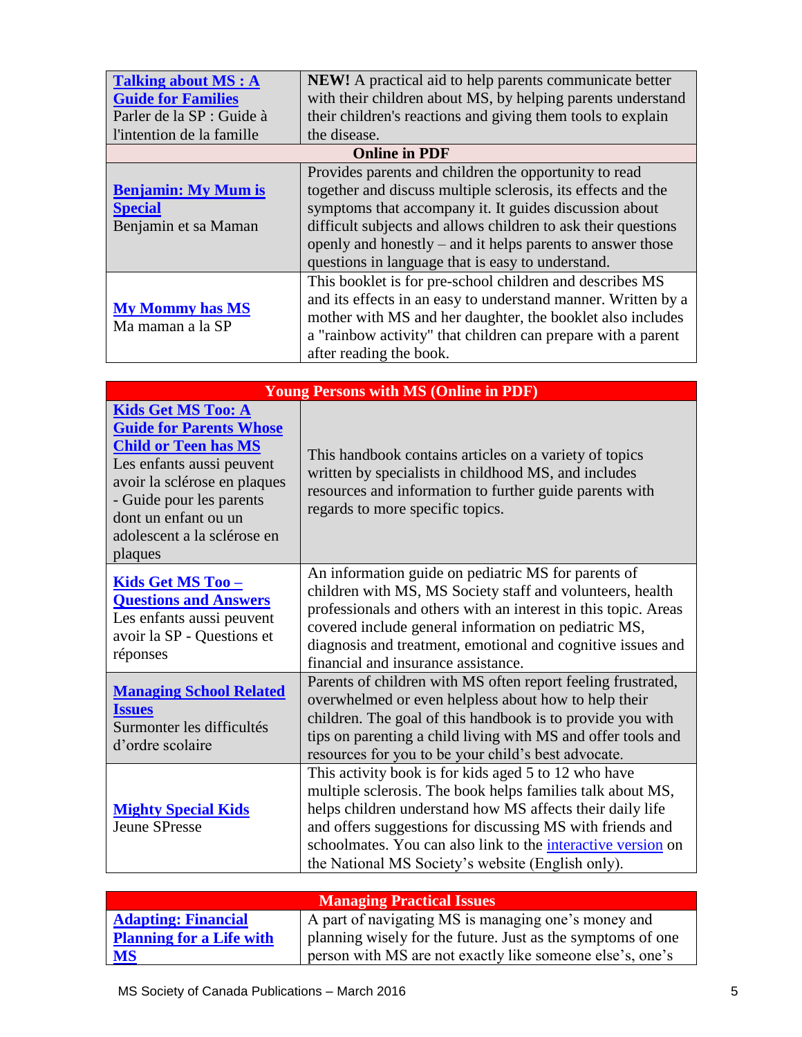| | |
|---|---|
| **Talking about MS : A Guide for Families**<br>Parler de la SP : Guide à l'intention de la famille | **NEW!** A practical aid to help parents communicate better with their children about MS, by helping parents understand their children's reactions and giving them tools to explain the disease. |
| **Online in PDF** | |
| **Benjamin: My Mum is Special**<br>Benjamin et sa Maman | Provides parents and children the opportunity to read together and discuss multiple sclerosis, its effects and the symptoms that accompany it. It guides discussion about difficult subjects and allows children to ask their questions openly and honestly – and it helps parents to answer those questions in language that is easy to understand. |
| **My Mommy has MS**<br>Ma maman a la SP | This booklet is for pre-school children and describes MS and its effects in an easy to understand manner. Written by a mother with MS and her daughter, the booklet also includes a "rainbow activity" that children can prepare with a parent after reading the book. |

| Young Persons with MS (Online in PDF) | |
|---|---|
| **Kids Get MS Too: A Guide for Parents Whose Child or Teen has MS**<br>Les enfants aussi peuvent avoir la sclérose en plaques - Guide pour les parents dont un enfant ou un adolescent a la sclérose en plaques | This handbook contains articles on a variety of topics written by specialists in childhood MS, and includes resources and information to further guide parents with regards to more specific topics. |
| **Kids Get MS Too – Questions and Answers**<br>Les enfants aussi peuvent avoir la SP - Questions et réponses | An information guide on pediatric MS for parents of children with MS, MS Society staff and volunteers, health professionals and others with an interest in this topic. Areas covered include general information on pediatric MS, diagnosis and treatment, emotional and cognitive issues and financial and insurance assistance. |
| **Managing School Related Issues**<br>Surmonter les difficultés d'ordre scolaire | Parents of children with MS often report feeling frustrated, overwhelmed or even helpless about how to help their children. The goal of this handbook is to provide you with tips on parenting a child living with MS and offer tools and resources for you to be your child's best advocate. |
| **Mighty Special Kids**<br>Jeune SPresse | This activity book is for kids aged 5 to 12 who have multiple sclerosis. The book helps families talk about MS, helps children understand how MS affects their daily life and offers suggestions for discussing MS with friends and schoolmates. You can also link to the interactive version on the National MS Society's website (English only). |

| Managing Practical Issues | |
|---|---|
| **Adapting: Financial Planning for a Life with MS** | A part of navigating MS is managing one's money and planning wisely for the future. Just as the symptoms of one person with MS are not exactly like someone else's, one's |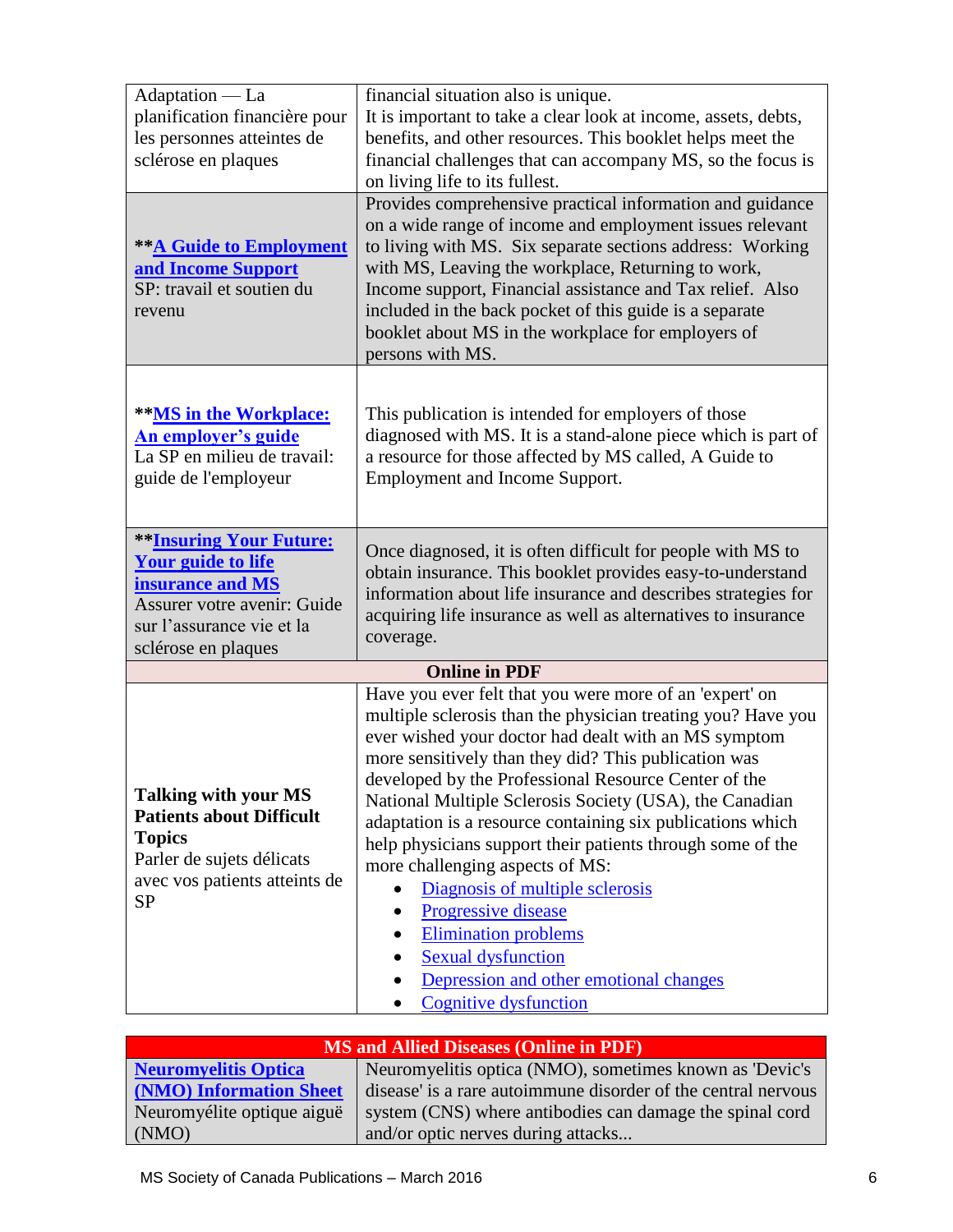| | |
|---|---|
| Adaptation — La planification financière pour les personnes atteintes de sclérose en plaques | financial situation also is unique. It is important to take a clear look at income, assets, debts, benefits, and other resources. This booklet helps meet the financial challenges that can accompany MS, so the focus is on living life to its fullest. |
| **[A Guide to Employment and Income Support](#)**<br>SP: travail et soutien du revenu | Provides comprehensive practical information and guidance on a wide range of income and employment issues relevant to living with MS. Six separate sections address: Working with MS, Leaving the workplace, Returning to work, Income support, Financial assistance and Tax relief. Also included in the back pocket of this guide is a separate booklet about MS in the workplace for employers of persons with MS. |
| **[MS in the Workplace: An employer's guide](#)**<br>La SP en milieu de travail: guide de l'employeur | This publication is intended for employers of those diagnosed with MS. It is a stand-alone piece which is part of a resource for those affected by MS called, A Guide to Employment and Income Support. |
| **[Insuring Your Future: Your guide to life insurance and MS](#)**<br>Assurer votre avenir: Guide sur l'assurance vie et la sclérose en plaques | Once diagnosed, it is often difficult for people with MS to obtain insurance. This booklet provides easy-to-understand information about life insurance and describes strategies for acquiring life insurance as well as alternatives to insurance coverage. |
| **Online in PDF** | |
| **Talking with your MS Patients about Difficult Topics**<br>Parler de sujets délicats avec vos patients atteints de SP | Have you ever felt that you were more of an 'expert' on multiple sclerosis than the physician treating you? Have you ever wished your doctor had dealt with an MS symptom more sensitively than they did? This publication was developed by the Professional Resource Center of the National Multiple Sclerosis Society (USA), the Canadian adaptation is a resource containing six publications which help physicians support their patients through some of the more challenging aspects of MS:<br>• Diagnosis of multiple sclerosis<br>• Progressive disease<br>• Elimination problems<br>• Sexual dysfunction<br>• Depression and other emotional changes<br>• Cognitive dysfunction |

| **MS and Allied Diseases (Online in PDF)** | |
|---|---|
| **[Neuromyelitis Optica (NMO) Information Sheet](#)**<br>Neuromyélite optique aiguë (NMO) | Neuromyelitis optica (NMO), sometimes known as 'Devic's disease' is a rare autoimmune disorder of the central nervous system (CNS) where antibodies can damage the spinal cord and/or optic nerves during attacks... |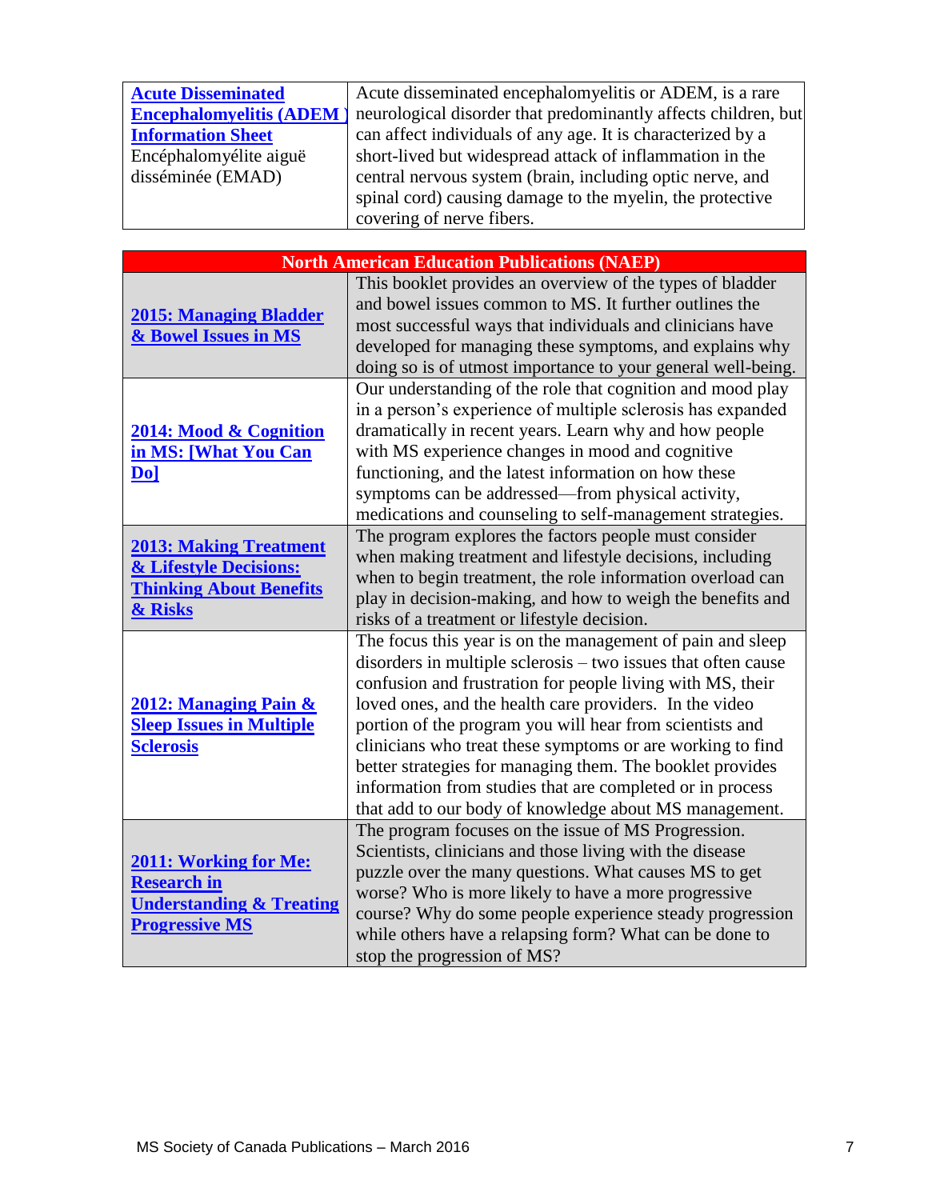| | |
|---|---|
| **Acute Disseminated Encephalomyelitis (ADEM) Information Sheet** Encéphalomyélite aiguë disséminée (EMAD) | Acute disseminated encephalomyelitis or ADEM, is a rare neurological disorder that predominantly affects children, but can affect individuals of any age. It is characterized by a short-lived but widespread attack of inflammation in the central nervous system (brain, including optic nerve, and spinal cord) causing damage to the myelin, the protective covering of nerve fibers. |

| North American Education Publications (NAEP) | |
|---|---|
| **2015: Managing Bladder & Bowel Issues in MS** | This booklet provides an overview of the types of bladder and bowel issues common to MS. It further outlines the most successful ways that individuals and clinicians have developed for managing these symptoms, and explains why doing so is of utmost importance to your general well-being. |
| **2014: Mood & Cognition in MS: [What You Can Do]** | Our understanding of the role that cognition and mood play in a person's experience of multiple sclerosis has expanded dramatically in recent years. Learn why and how people with MS experience changes in mood and cognitive functioning, and the latest information on how these symptoms can be addressed—from physical activity, medications and counseling to self-management strategies. |
| **2013: Making Treatment & Lifestyle Decisions: Thinking About Benefits & Risks** | The program explores the factors people must consider when making treatment and lifestyle decisions, including when to begin treatment, the role information overload can play in decision-making, and how to weigh the benefits and risks of a treatment or lifestyle decision. |
| **2012: Managing Pain & Sleep Issues in Multiple Sclerosis** | The focus this year is on the management of pain and sleep disorders in multiple sclerosis – two issues that often cause confusion and frustration for people living with MS, their loved ones, and the health care providers. In the video portion of the program you will hear from scientists and clinicians who treat these symptoms or are working to find better strategies for managing them. The booklet provides information from studies that are completed or in process that add to our body of knowledge about MS management. |
| **2011: Working for Me: Research in Understanding & Treating Progressive MS** | The program focuses on the issue of MS Progression. Scientists, clinicians and those living with the disease puzzle over the many questions. What causes MS to get worse? Who is more likely to have a more progressive course? Why do some people experience steady progression while others have a relapsing form? What can be done to stop the progression of MS? |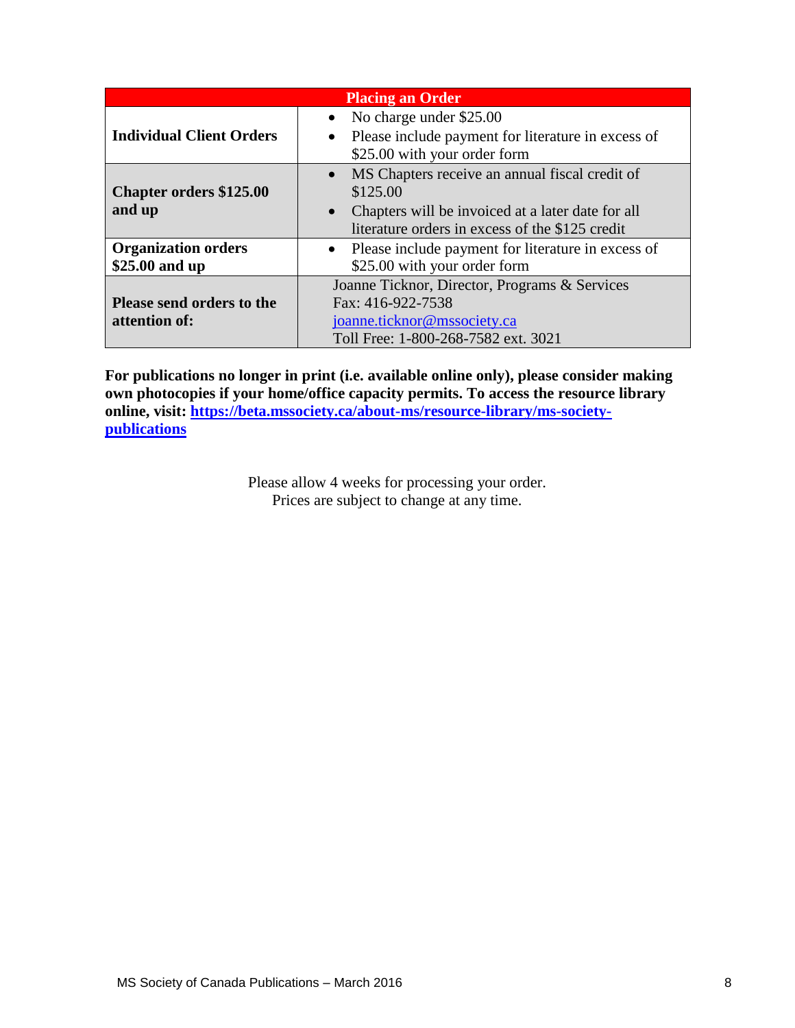| Placing an Order | |
|---|---|
| **Individual Client Orders** | • No charge under $25.00<br>• Please include payment for literature in excess of $25.00 with your order form |
| **Chapter orders $125.00 and up** | • MS Chapters receive an annual fiscal credit of $125.00<br>• Chapters will be invoiced at a later date for all literature orders in excess of the $125 credit |
| **Organization orders $25.00 and up** | • Please include payment for literature in excess of $25.00 with your order form |
| **Please send orders to the attention of:** | Joanne Ticknor, Director, Programs & Services<br>Fax: 416-922-7538<br>joanne.ticknor@mssociety.ca<br>Toll Free: 1-800-268-7582 ext. 3021 |

**For publications no longer in print (i.e. available online only), please consider making own photocopies if your home/office capacity permits. To access the resource library online, visit: https://beta.mssociety.ca/about-ms/resource-library/ms-society-publications**

Please allow 4 weeks for processing your order.
Prices are subject to change at any time.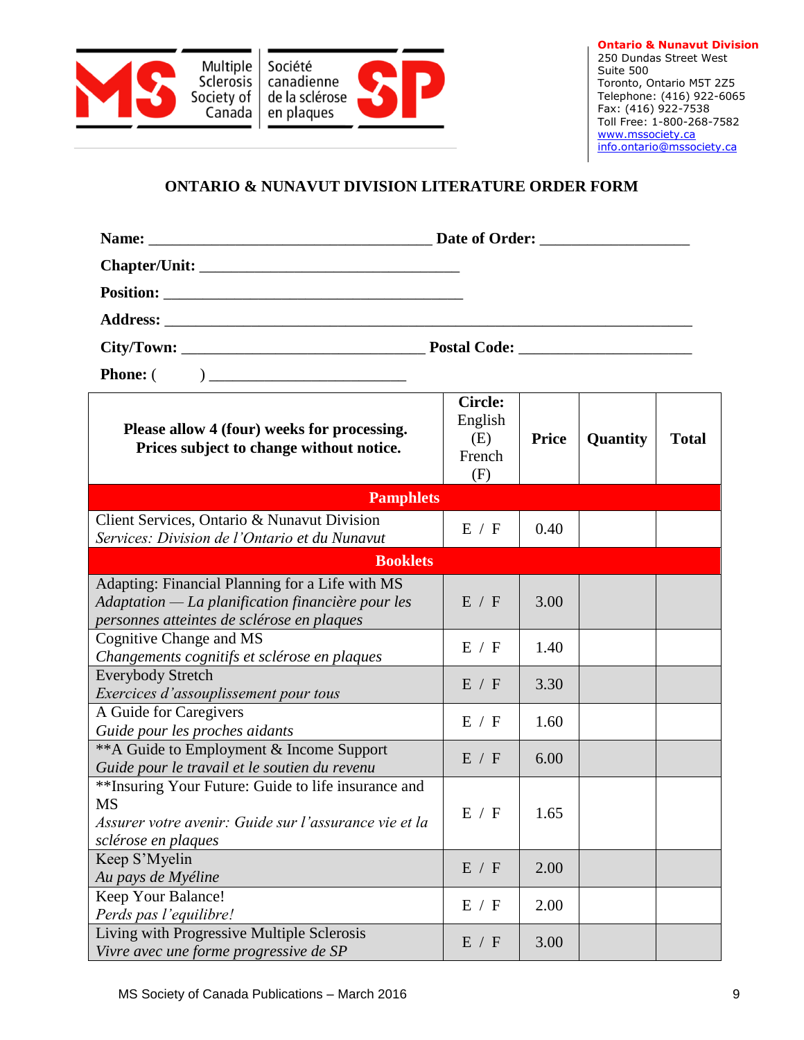Multiple Sclerosis Society of Canada | Société canadienne de la sclérose en plaques

**Ontario & Nunavut Division**
250 Dundas Street West
Suite 500
Toronto, Ontario M5T 2Z5
Telephone: (416) 922-6065
Fax: (416) 922-7538
Toll Free: 1-800-268-7582
www.mssociety.ca
info.ontario@mssociety.ca

## ONTARIO & NUNAVUT DIVISION LITERATURE ORDER FORM

**Name:** ____________________________________ **Date of Order:** ___________________

**Chapter/Unit:** _________________________________

**Position:** ______________________________________

**Address:** __________________________________________________________________

**City/Town:** _______________________________ **Postal Code:** ______________________

**Phone:** (        ) _________________________

| Please allow 4 (four) weeks for processing. Prices subject to change without notice. | Circle: English (E) French (F) | Price | Quantity | Total |
|---|---|---|---|---|
| **Pamphlets** | | | | |
| Client Services, Ontario & Nunavut Division *Services: Division de l'Ontario et du Nunavut* | E / F | 0.40 | | |
| **Booklets** | | | | |
| Adapting: Financial Planning for a Life with MS *Adaptation — La planification financière pour les personnes atteintes de sclérose en plaques* | E / F | 3.00 | | |
| Cognitive Change and MS *Changements cognitifs et sclérose en plaques* | E / F | 1.40 | | |
| Everybody Stretch *Exercices d'assouplissement pour tous* | E / F | 3.30 | | |
| A Guide for Caregivers *Guide pour les proches aidants* | E / F | 1.60 | | |
| **A Guide to Employment & Income Support *Guide pour le travail et le soutien du revenu* | E / F | 6.00 | | |
| **Insuring Your Future: Guide to life insurance and MS *Assurer votre avenir: Guide sur l'assurance vie et la sclérose en plaques* | E / F | 1.65 | | |
| Keep S'Myelin *Au pays de Myéline* | E / F | 2.00 | | |
| Keep Your Balance! *Perds pas l'equilibre!* | E / F | 2.00 | | |
| Living with Progressive Multiple Sclerosis *Vivre avec une forme progressive de SP* | E / F | 3.00 | | |

MS Society of Canada Publications – March 2016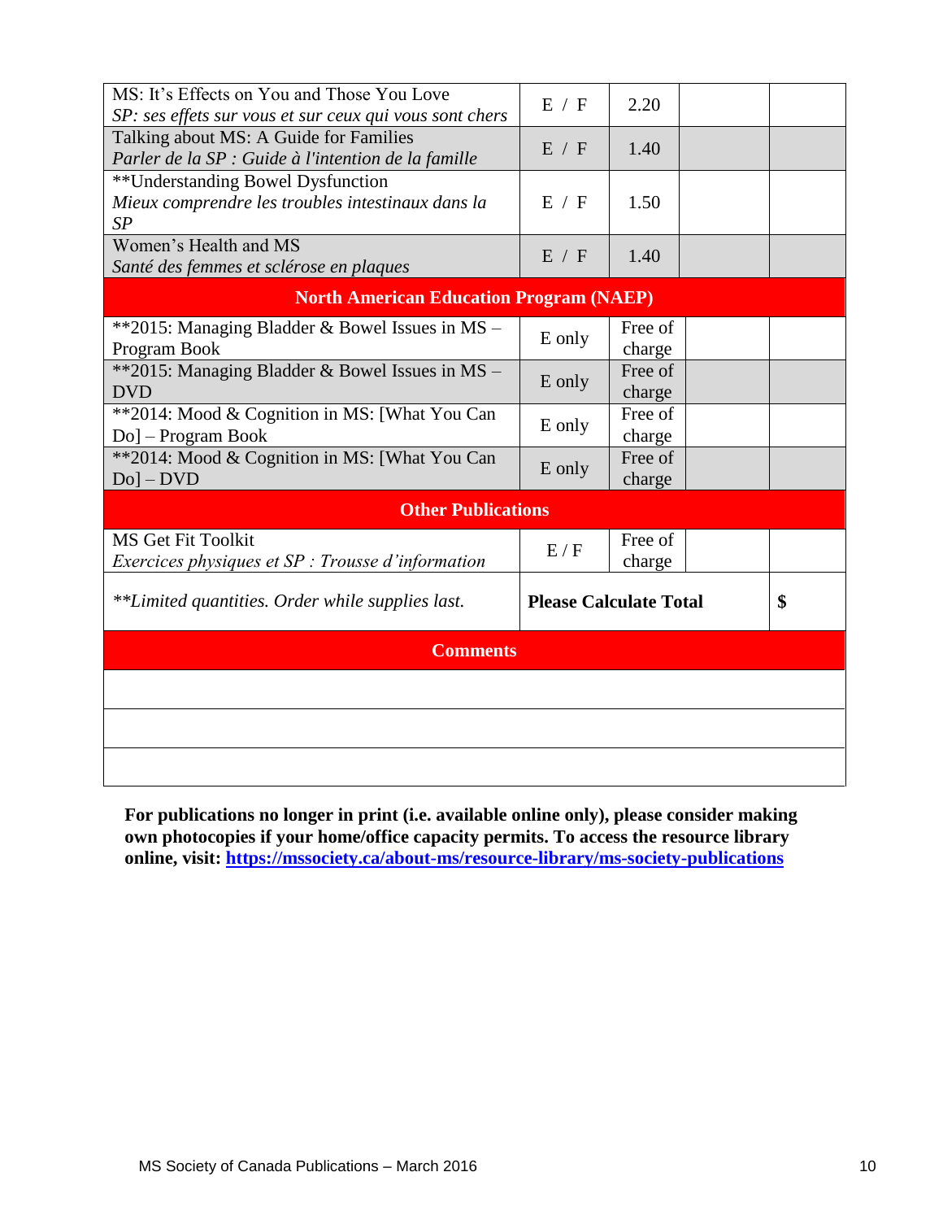| | | | | |
|---|---|---|---|---|
| MS: It's Effects on You and Those You Love<br>*SP: ses effets sur vous et sur ceux qui vous sont chers* | E / F | 2.20 | | |
| Talking about MS: A Guide for Families<br>*Parler de la SP : Guide à l'intention de la famille* | E / F | 1.40 | | |
| **Understanding Bowel Dysfunction<br>*Mieux comprendre les troubles intestinaux dans la SP* | E / F | 1.50 | | |
| Women's Health and MS<br>*Santé des femmes et sclérose en plaques* | E / F | 1.40 | | |
| **North American Education Program (NAEP)** | | | | |
| **2015: Managing Bladder & Bowel Issues in MS – Program Book | E only | Free of charge | | |
| **2015: Managing Bladder & Bowel Issues in MS – DVD | E only | Free of charge | | |
| **2014: Mood & Cognition in MS: [What You Can Do] – Program Book | E only | Free of charge | | |
| **2014: Mood & Cognition in MS: [What You Can Do] – DVD | E only | Free of charge | | |
| **Other Publications** | | | | |
| MS Get Fit Toolkit<br>*Exercices physiques et SP : Trousse d'information* | E / F | Free of charge | | |
| ***Limited quantities. Order while supplies last.* | **Please Calculate Total** | | | **$** |
| **Comments** | | | | |
| | | | | |
| | | | | |
| | | | | |

**For publications no longer in print (i.e. available online only), please consider making own photocopies if your home/office capacity permits. To access the resource library online, visit: https://mssociety.ca/about-ms/resource-library/ms-society-publications**